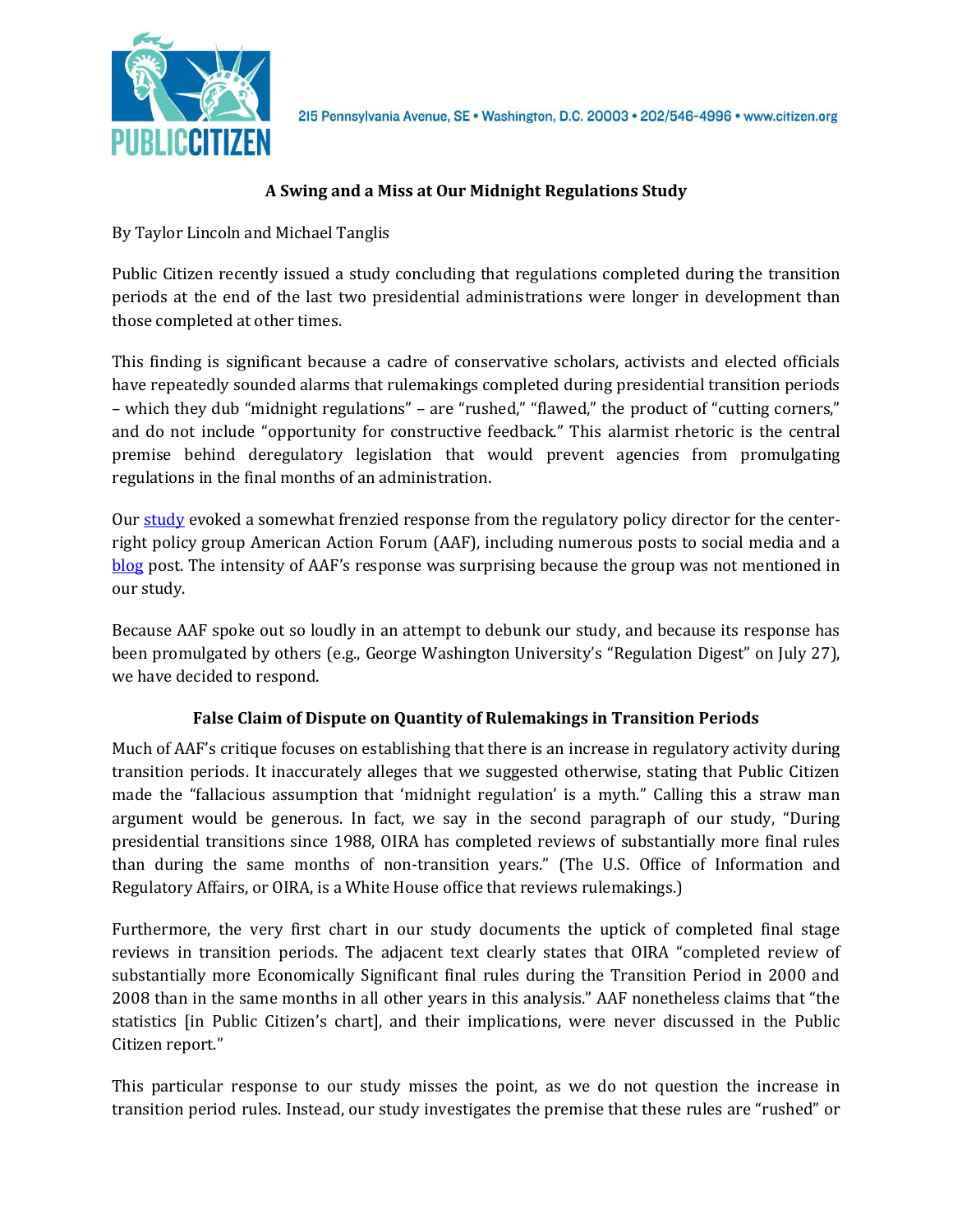215 Pennsylvania Avenue, SE • Washington, D.C. 20003 • 202/546-4996 • www.citizen.org

# A Swing and a Miss at Our Midnight Regulations Study

By Taylor Lincoln and Michael Tanglis

Public Citizen recently issued a study concluding that regulations completed during the transition periods at the end of the last two presidential administrations were longer in development than those completed at other times.

This finding is significant because a cadre of conservative scholars, activists and elected officials have repeatedly sounded alarms that rulemakings completed during presidential transition periods – which they dub "midnight regulations" – are "rushed," "flawed," the product of "cutting corners," and do not include "opportunity for constructive feedback." This alarmist rhetoric is the central premise behind deregulatory legislation that would prevent agencies from promulgating regulations in the final months of an administration.

Our study evoked a somewhat frenzied response from the regulatory policy director for the center-right policy group American Action Forum (AAF), including numerous posts to social media and a blog post. The intensity of AAF's response was surprising because the group was not mentioned in our study.

Because AAF spoke out so loudly in an attempt to debunk our study, and because its response has been promulgated by others (e.g., George Washington University's "Regulation Digest" on July 27), we have decided to respond.

## False Claim of Dispute on Quantity of Rulemakings in Transition Periods

Much of AAF's critique focuses on establishing that there is an increase in regulatory activity during transition periods. It inaccurately alleges that we suggested otherwise, stating that Public Citizen made the "fallacious assumption that 'midnight regulation' is a myth." Calling this a straw man argument would be generous. In fact, we say in the second paragraph of our study, "During presidential transitions since 1988, OIRA has completed reviews of substantially more final rules than during the same months of non-transition years." (The U.S. Office of Information and Regulatory Affairs, or OIRA, is a White House office that reviews rulemakings.)

Furthermore, the very first chart in our study documents the uptick of completed final stage reviews in transition periods. The adjacent text clearly states that OIRA "completed review of substantially more Economically Significant final rules during the Transition Period in 2000 and 2008 than in the same months in all other years in this analysis." AAF nonetheless claims that "the statistics [in Public Citizen's chart], and their implications, were never discussed in the Public Citizen report."

This particular response to our study misses the point, as we do not question the increase in transition period rules. Instead, our study investigates the premise that these rules are "rushed" or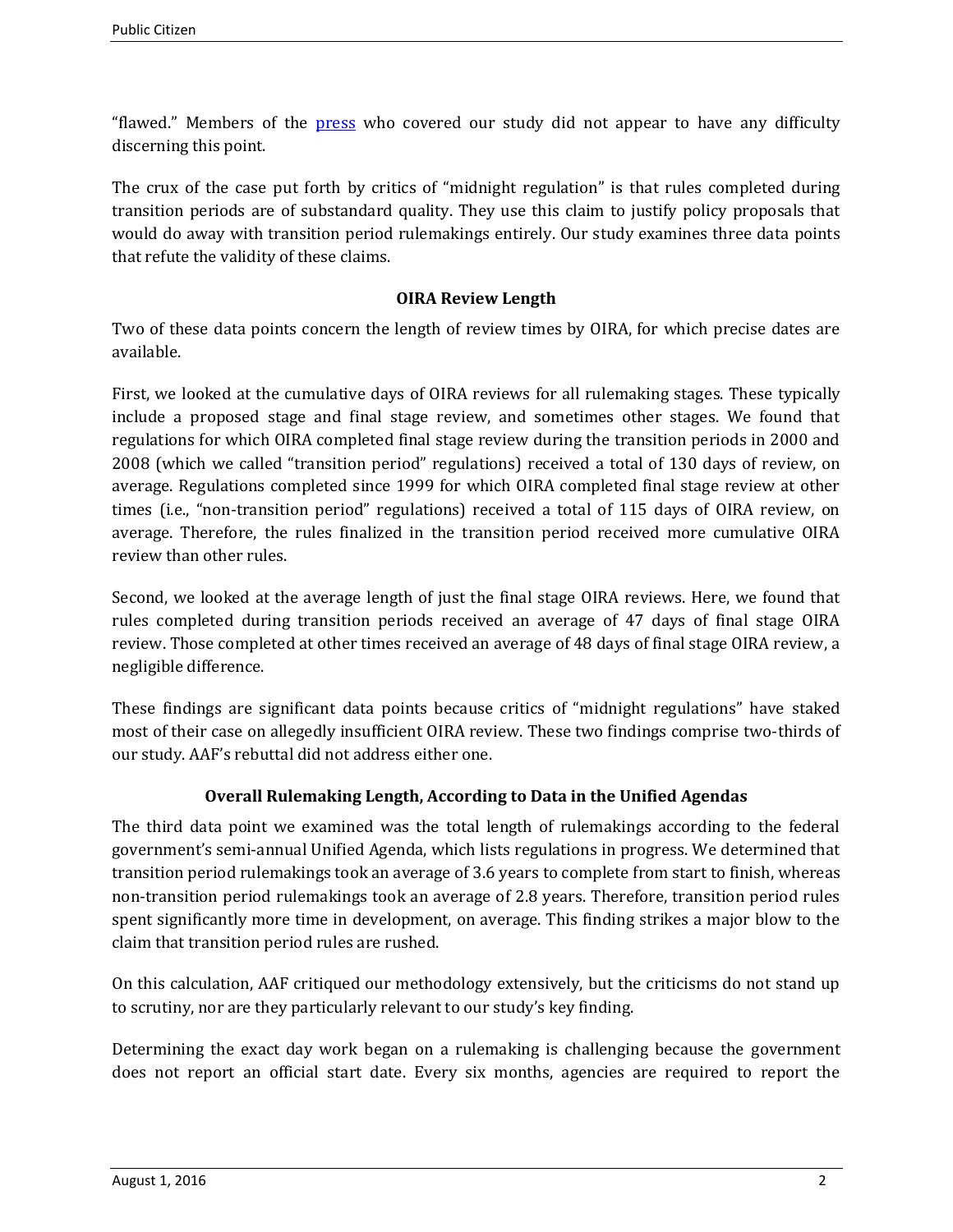"flawed." Members of the press who covered our study did not appear to have any difficulty discerning this point.

The crux of the case put forth by critics of "midnight regulation" is that rules completed during transition periods are of substandard quality. They use this claim to justify policy proposals that would do away with transition period rulemakings entirely. Our study examines three data points that refute the validity of these claims.

### OIRA Review Length

Two of these data points concern the length of review times by OIRA, for which precise dates are available.

First, we looked at the cumulative days of OIRA reviews for all rulemaking stages. These typically include a proposed stage and final stage review, and sometimes other stages. We found that regulations for which OIRA completed final stage review during the transition periods in 2000 and 2008 (which we called "transition period" regulations) received a total of 130 days of review, on average. Regulations completed since 1999 for which OIRA completed final stage review at other times (i.e., "non-transition period" regulations) received a total of 115 days of OIRA review, on average. Therefore, the rules finalized in the transition period received more cumulative OIRA review than other rules.

Second, we looked at the average length of just the final stage OIRA reviews. Here, we found that rules completed during transition periods received an average of 47 days of final stage OIRA review. Those completed at other times received an average of 48 days of final stage OIRA review, a negligible difference.

These findings are significant data points because critics of "midnight regulations" have staked most of their case on allegedly insufficient OIRA review. These two findings comprise two-thirds of our study. AAF's rebuttal did not address either one.

### Overall Rulemaking Length, According to Data in the Unified Agendas

The third data point we examined was the total length of rulemakings according to the federal government's semi-annual Unified Agenda, which lists regulations in progress. We determined that transition period rulemakings took an average of 3.6 years to complete from start to finish, whereas non-transition period rulemakings took an average of 2.8 years. Therefore, transition period rules spent significantly more time in development, on average. This finding strikes a major blow to the claim that transition period rules are rushed.

On this calculation, AAF critiqued our methodology extensively, but the criticisms do not stand up to scrutiny, nor are they particularly relevant to our study's key finding.

Determining the exact day work began on a rulemaking is challenging because the government does not report an official start date. Every six months, agencies are required to report the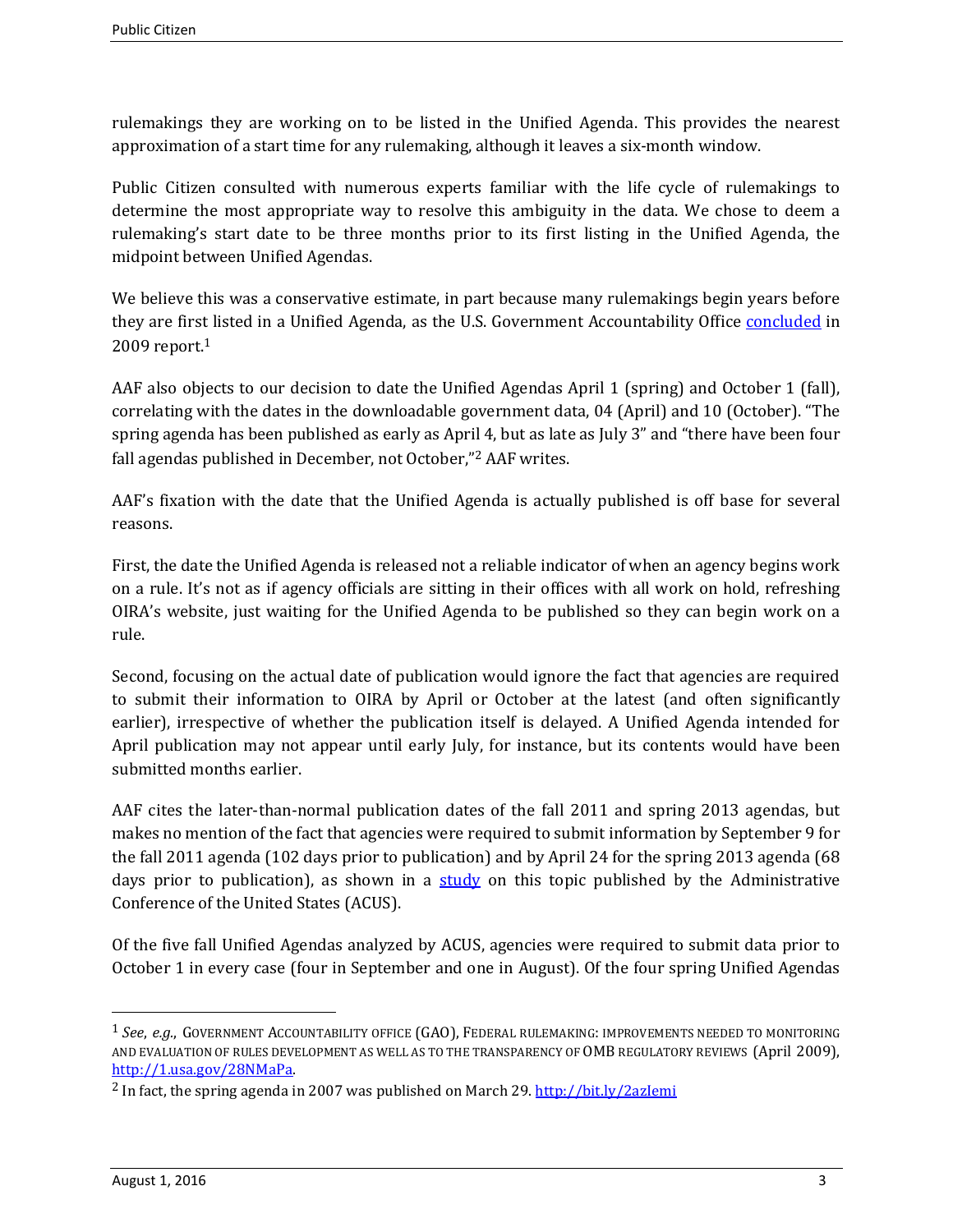rulemakings they are working on to be listed in the Unified Agenda. This provides the nearest approximation of a start time for any rulemaking, although it leaves a six-month window.

Public Citizen consulted with numerous experts familiar with the life cycle of rulemakings to determine the most appropriate way to resolve this ambiguity in the data. We chose to deem a rulemaking's start date to be three months prior to its first listing in the Unified Agenda, the midpoint between Unified Agendas.

We believe this was a conservative estimate, in part because many rulemakings begin years before they are first listed in a Unified Agenda, as the U.S. Government Accountability Office concluded in 2009 report.[1]

AAF also objects to our decision to date the Unified Agendas April 1 (spring) and October 1 (fall), correlating with the dates in the downloadable government data, 04 (April) and 10 (October). "The spring agenda has been published as early as April 4, but as late as July 3" and "there have been four fall agendas published in December, not October,"[2] AAF writes.

AAF's fixation with the date that the Unified Agenda is actually published is off base for several reasons.

First, the date the Unified Agenda is released not a reliable indicator of when an agency begins work on a rule. It's not as if agency officials are sitting in their offices with all work on hold, refreshing OIRA's website, just waiting for the Unified Agenda to be published so they can begin work on a rule.

Second, focusing on the actual date of publication would ignore the fact that agencies are required to submit their information to OIRA by April or October at the latest (and often significantly earlier), irrespective of whether the publication itself is delayed. A Unified Agenda intended for April publication may not appear until early July, for instance, but its contents would have been submitted months earlier.

AAF cites the later-than-normal publication dates of the fall 2011 and spring 2013 agendas, but makes no mention of the fact that agencies were required to submit information by September 9 for the fall 2011 agenda (102 days prior to publication) and by April 24 for the spring 2013 agenda (68 days prior to publication), as shown in a study on this topic published by the Administrative Conference of the United States (ACUS).

Of the five fall Unified Agendas analyzed by ACUS, agencies were required to submit data prior to October 1 in every case (four in September and one in August). Of the four spring Unified Agendas

---

[1] *See*, *e.g.*, GOVERNMENT ACCOUNTABILITY OFFICE (GAO), FEDERAL RULEMAKING: IMPROVEMENTS NEEDED TO MONITORING AND EVALUATION OF RULES DEVELOPMENT AS WELL AS TO THE TRANSPARENCY OF OMB REGULATORY REVIEWS (April 2009), http://1.usa.gov/28NMaPa.

[2] In fact, the spring agenda in 2007 was published on March 29. http://bit.ly/2azIemi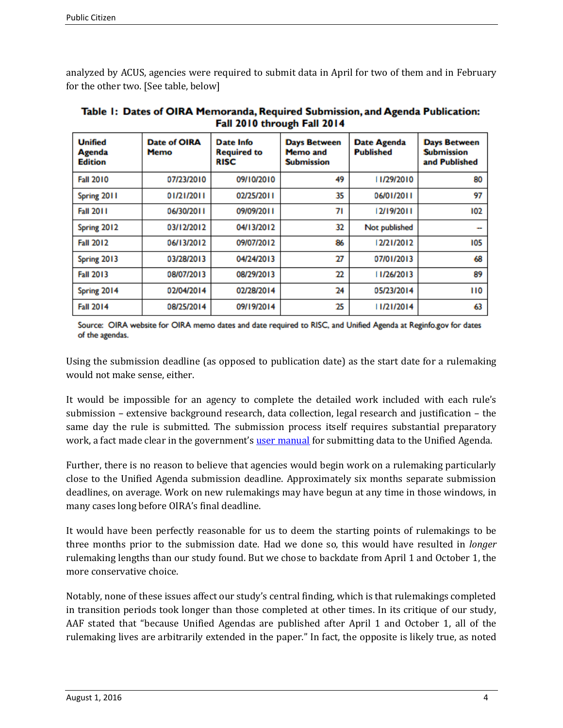analyzed by ACUS, agencies were required to submit data in April for two of them and in February for the other two. [See table, below]

**Table 1: Dates of OIRA Memoranda, Required Submission, and Agenda Publication: Fall 2010 through Fall 2014**

| Unified Agenda Edition | Date of OIRA Memo | Date Info Required to RISC | Days Between Memo and Submission | Date Agenda Published | Days Between Submission and Published |
|---|---|---|---|---|---|
| Fall 2010 | 07/23/2010 | 09/10/2010 | 49 | 11/29/2010 | 80 |
| Spring 2011 | 01/21/2011 | 02/25/2011 | 35 | 06/01/2011 | 97 |
| Fall 2011 | 06/30/2011 | 09/09/2011 | 71 | 12/19/2011 | 102 |
| Spring 2012 | 03/12/2012 | 04/13/2012 | 32 | Not published | -- |
| Fall 2012 | 06/13/2012 | 09/07/2012 | 86 | 12/21/2012 | 105 |
| Spring 2013 | 03/28/2013 | 04/24/2013 | 27 | 07/01/2013 | 68 |
| Fall 2013 | 08/07/2013 | 08/29/2013 | 22 | 11/26/2013 | 89 |
| Spring 2014 | 02/04/2014 | 02/28/2014 | 24 | 05/23/2014 | 110 |
| Fall 2014 | 08/25/2014 | 09/19/2014 | 25 | 11/21/2014 | 63 |

Source: OIRA website for OIRA memo dates and date required to RISC, and Unified Agenda at Reginfo.gov for dates of the agendas.

Using the submission deadline (as opposed to publication date) as the start date for a rulemaking would not make sense, either.

It would be impossible for an agency to complete the detailed work included with each rule's submission – extensive background research, data collection, legal research and justification – the same day the rule is submitted. The submission process itself requires substantial preparatory work, a fact made clear in the government's user manual for submitting data to the Unified Agenda.

Further, there is no reason to believe that agencies would begin work on a rulemaking particularly close to the Unified Agenda submission deadline. Approximately six months separate submission deadlines, on average. Work on new rulemakings may have begun at any time in those windows, in many cases long before OIRA's final deadline.

It would have been perfectly reasonable for us to deem the starting points of rulemakings to be three months prior to the submission date. Had we done so, this would have resulted in *longer* rulemaking lengths than our study found. But we chose to backdate from April 1 and October 1, the more conservative choice.

Notably, none of these issues affect our study's central finding, which is that rulemakings completed in transition periods took longer than those completed at other times. In its critique of our study, AAF stated that "because Unified Agendas are published after April 1 and October 1, all of the rulemaking lives are arbitrarily extended in the paper." In fact, the opposite is likely true, as noted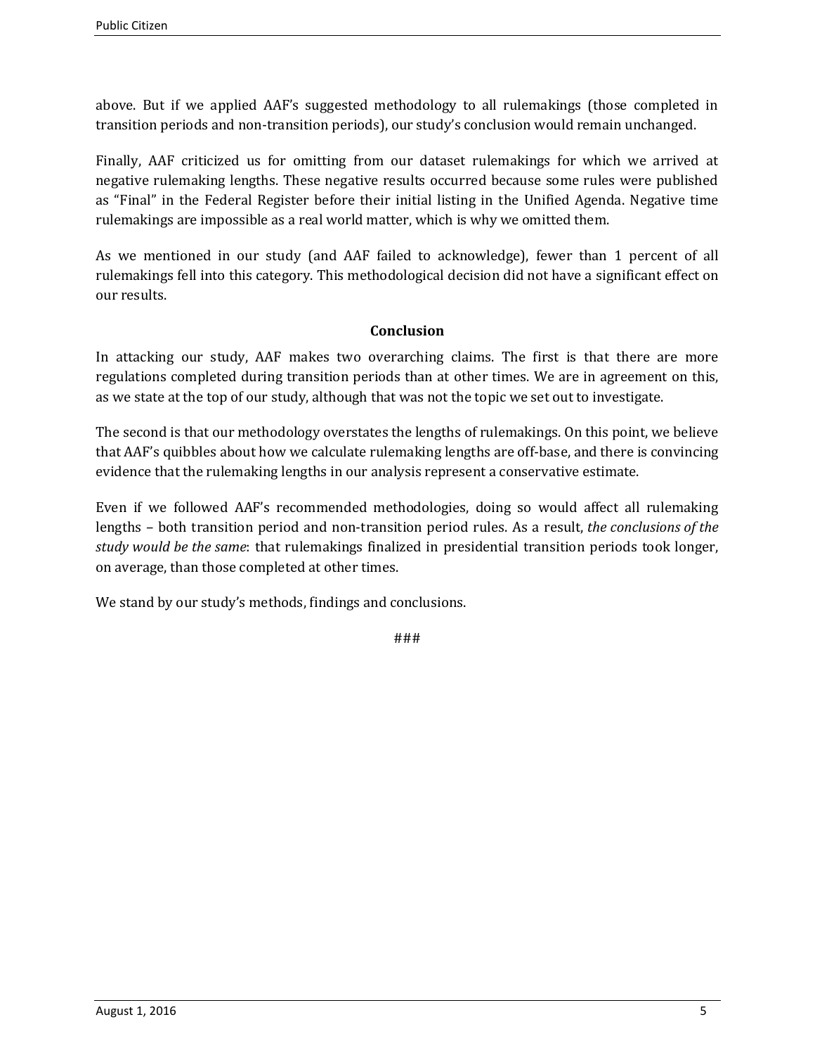above. But if we applied AAF's suggested methodology to all rulemakings (those completed in transition periods and non-transition periods), our study's conclusion would remain unchanged.

Finally, AAF criticized us for omitting from our dataset rulemakings for which we arrived at negative rulemaking lengths. These negative results occurred because some rules were published as "Final" in the Federal Register before their initial listing in the Unified Agenda. Negative time rulemakings are impossible as a real world matter, which is why we omitted them.

As we mentioned in our study (and AAF failed to acknowledge), fewer than 1 percent of all rulemakings fell into this category. This methodological decision did not have a significant effect on our results.

## Conclusion

In attacking our study, AAF makes two overarching claims. The first is that there are more regulations completed during transition periods than at other times. We are in agreement on this, as we state at the top of our study, although that was not the topic we set out to investigate.

The second is that our methodology overstates the lengths of rulemakings. On this point, we believe that AAF's quibbles about how we calculate rulemaking lengths are off-base, and there is convincing evidence that the rulemaking lengths in our analysis represent a conservative estimate.

Even if we followed AAF's recommended methodologies, doing so would affect all rulemaking lengths – both transition period and non-transition period rules. As a result, *the conclusions of the study would be the same*: that rulemakings finalized in presidential transition periods took longer, on average, than those completed at other times.

We stand by our study's methods, findings and conclusions.

###